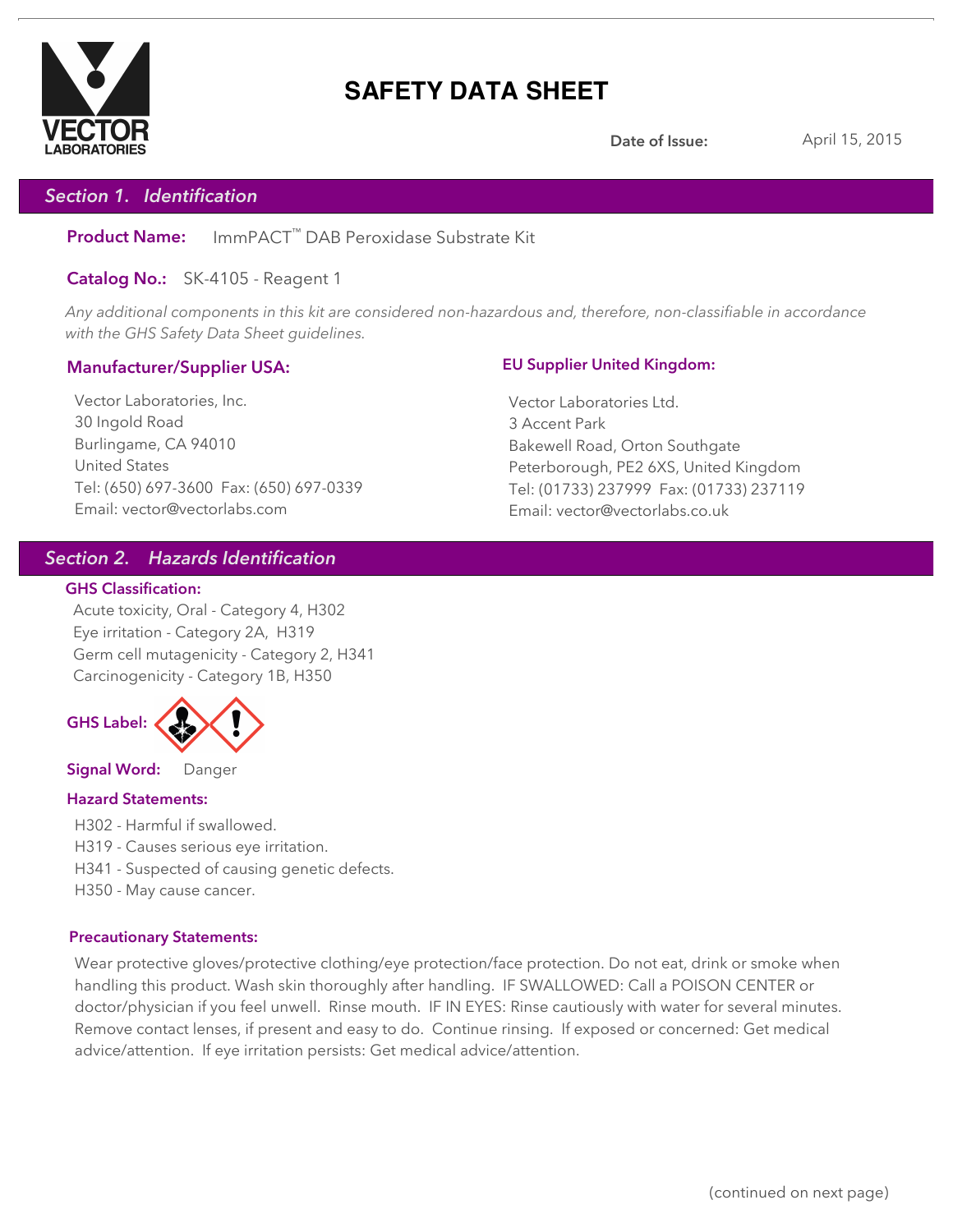# SAFETY DATA SHEET

**Date of Issue:** April 15, 2015

## Section 1. Identification

**Product Name:** ImmPACT™ DAB Peroxidase Substrate Kit

**Catalog No.:** SK-4105 - Reagent 1

*Any additional components in this kit are considered non-hazardous and, therefore, non-classifiable in accordance with the GHS Safety Data Sheet guidelines.*

**Manufacturer/Supplier USA:**

Vector Laboratories, Inc.
30 Ingold Road
Burlingame, CA 94010
United States
Tel: (650) 697-3600 Fax: (650) 697-0339
Email: vector@vectorlabs.com

**EU Supplier United Kingdom:**

Vector Laboratories Ltd.
3 Accent Park
Bakewell Road, Orton Southgate
Peterborough, PE2 6XS, United Kingdom
Tel: (01733) 237999 Fax: (01733) 237119
Email: vector@vectorlabs.co.uk

## Section 2. Hazards Identification

**GHS Classification:**

Acute toxicity, Oral - Category 4, H302
Eye irritation - Category 2A, H319
Germ cell mutagenicity - Category 2, H341
Carcinogenicity - Category 1B, H350

**GHS Label:**

**Signal Word:** Danger

**Hazard Statements:**

H302 - Harmful if swallowed.
H319 - Causes serious eye irritation.
H341 - Suspected of causing genetic defects.
H350 - May cause cancer.

**Precautionary Statements:**

Wear protective gloves/protective clothing/eye protection/face protection. Do not eat, drink or smoke when handling this product. Wash skin thoroughly after handling. IF SWALLOWED: Call a POISON CENTER or doctor/physician if you feel unwell. Rinse mouth. IF IN EYES: Rinse cautiously with water for several minutes. Remove contact lenses, if present and easy to do. Continue rinsing. If exposed or concerned: Get medical advice/attention. If eye irritation persists: Get medical advice/attention.

(continued on next page)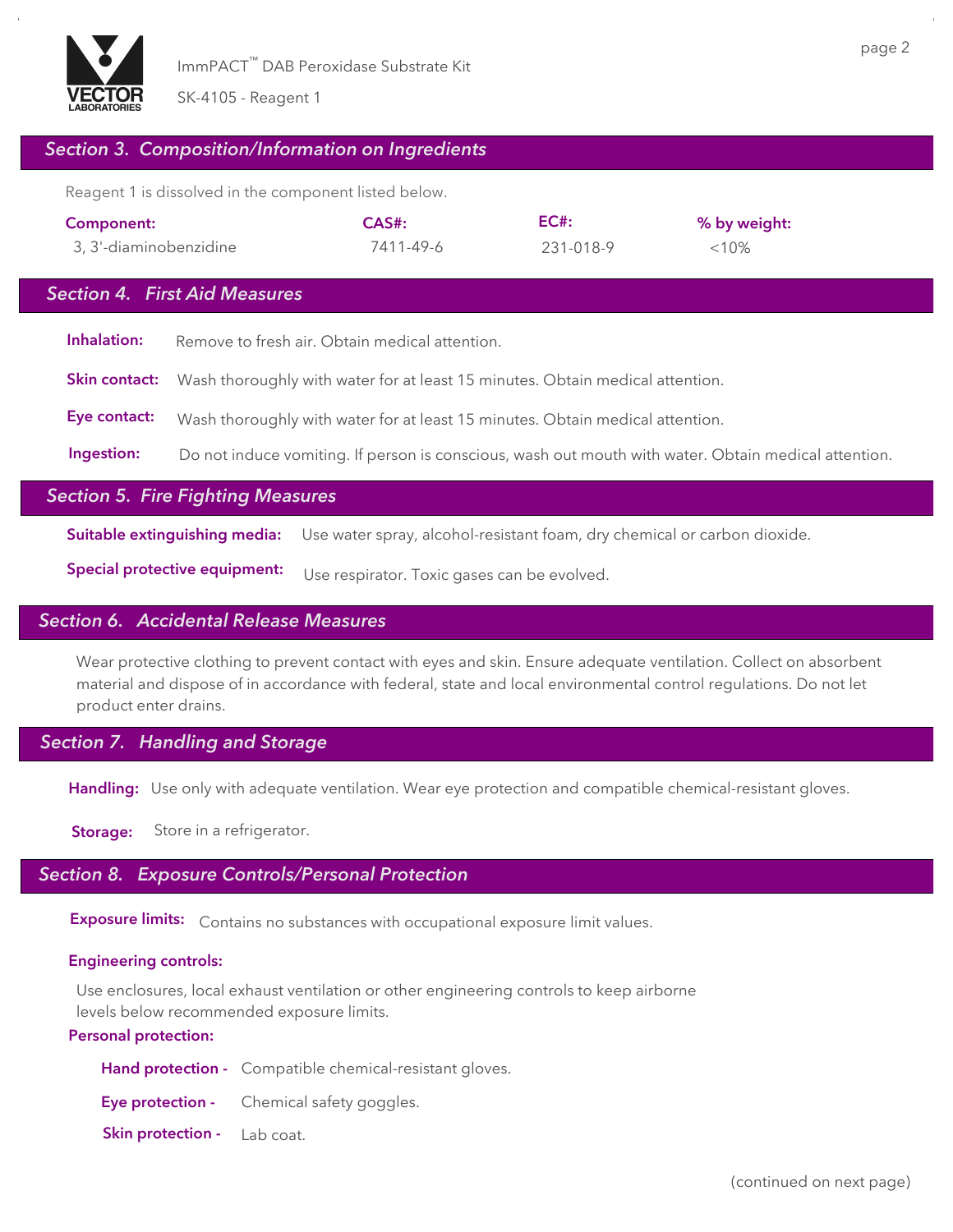## Section 3. Composition/Information on Ingredients

Reagent 1 is dissolved in the component listed below.

| Component: | CAS#: | EC#: | % by weight: |
|---|---|---|---|
| 3, 3'-diaminobenzidine | 7411-49-6 | 231-018-9 | <10% |

## Section 4. First Aid Measures

**Inhalation:** Remove to fresh air. Obtain medical attention.

**Skin contact:** Wash thoroughly with water for at least 15 minutes. Obtain medical attention.

**Eye contact:** Wash thoroughly with water for at least 15 minutes. Obtain medical attention.

**Ingestion:** Do not induce vomiting. If person is conscious, wash out mouth with water. Obtain medical attention.

## Section 5. Fire Fighting Measures

**Suitable extinguishing media:** Use water spray, alcohol-resistant foam, dry chemical or carbon dioxide.

**Special protective equipment:** Use respirator. Toxic gases can be evolved.

## Section 6. Accidental Release Measures

Wear protective clothing to prevent contact with eyes and skin. Ensure adequate ventilation. Collect on absorbent material and dispose of in accordance with federal, state and local environmental control regulations. Do not let product enter drains.

## Section 7. Handling and Storage

**Handling:** Use only with adequate ventilation. Wear eye protection and compatible chemical-resistant gloves.

**Storage:** Store in a refrigerator.

## Section 8. Exposure Controls/Personal Protection

**Exposure limits:** Contains no substances with occupational exposure limit values.

**Engineering controls:**

Use enclosures, local exhaust ventilation or other engineering controls to keep airborne levels below recommended exposure limits.

**Personal protection:**

- **Hand protection -** Compatible chemical-resistant gloves.
- **Eye protection -** Chemical safety goggles.
- **Skin protection -** Lab coat.

(continued on next page)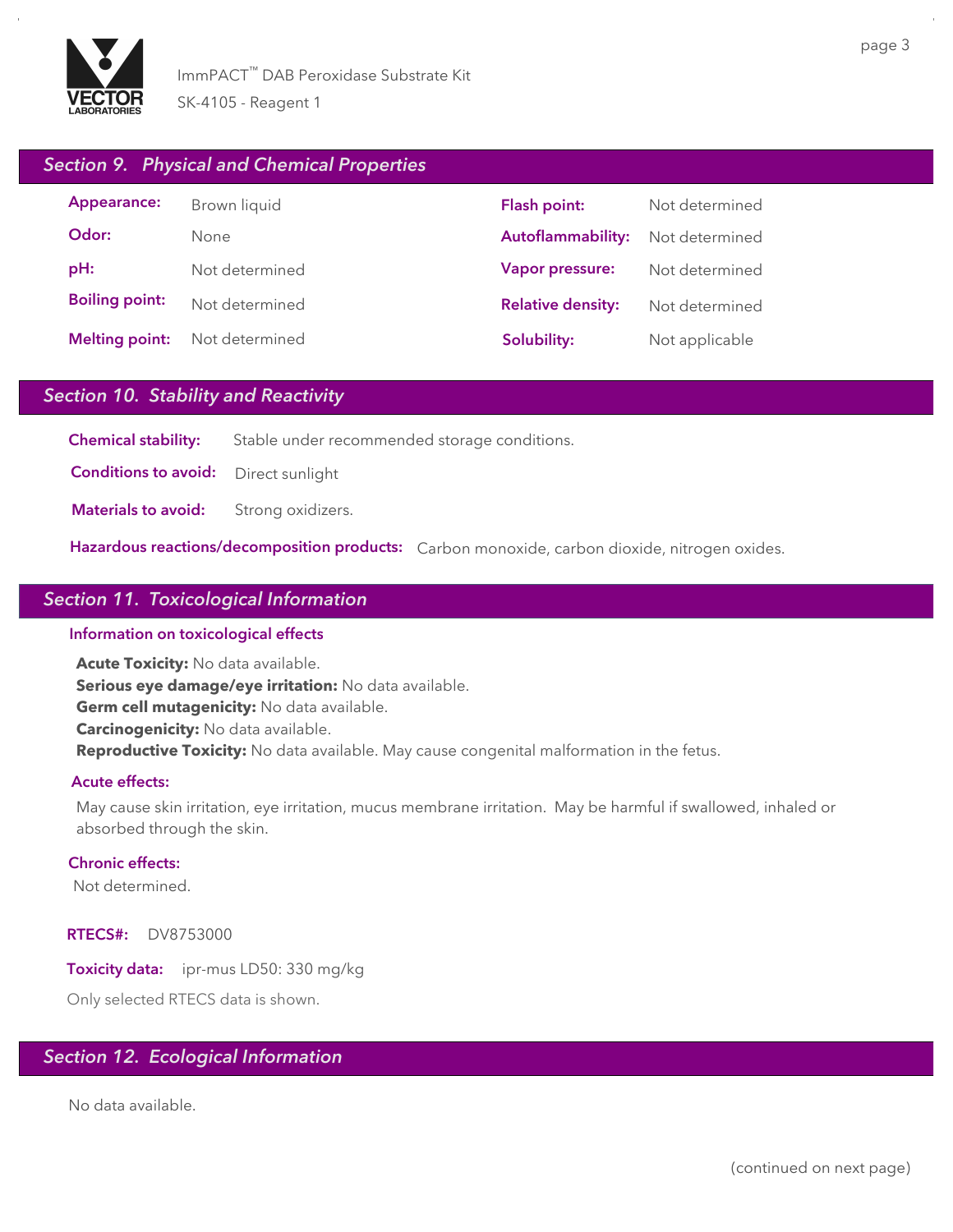## Section 9. Physical and Chemical Properties

| | | | |
|---|---|---|---|
| **Appearance:** | Brown liquid | **Flash point:** | Not determined |
| **Odor:** | None | **Autoflammability:** | Not determined |
| **pH:** | Not determined | **Vapor pressure:** | Not determined |
| **Boiling point:** | Not determined | **Relative density:** | Not determined |
| **Melting point:** | Not determined | **Solubility:** | Not applicable |

## Section 10. Stability and Reactivity

**Chemical stability:** Stable under recommended storage conditions.

**Conditions to avoid:** Direct sunlight

**Materials to avoid:** Strong oxidizers.

**Hazardous reactions/decomposition products:** Carbon monoxide, carbon dioxide, nitrogen oxides.

## Section 11. Toxicological Information

### Information on toxicological effects

**Acute Toxicity:** No data available.
**Serious eye damage/eye irritation:** No data available.
**Germ cell mutagenicity:** No data available.
**Carcinogenicity:** No data available.
**Reproductive Toxicity:** No data available. May cause congenital malformation in the fetus.

### Acute effects:

May cause skin irritation, eye irritation, mucus membrane irritation. May be harmful if swallowed, inhaled or absorbed through the skin.

### Chronic effects:

Not determined.

**RTECS#:** DV8753000

**Toxicity data:** ipr-mus LD50: 330 mg/kg

Only selected RTECS data is shown.

## Section 12. Ecological Information

No data available.

(continued on next page)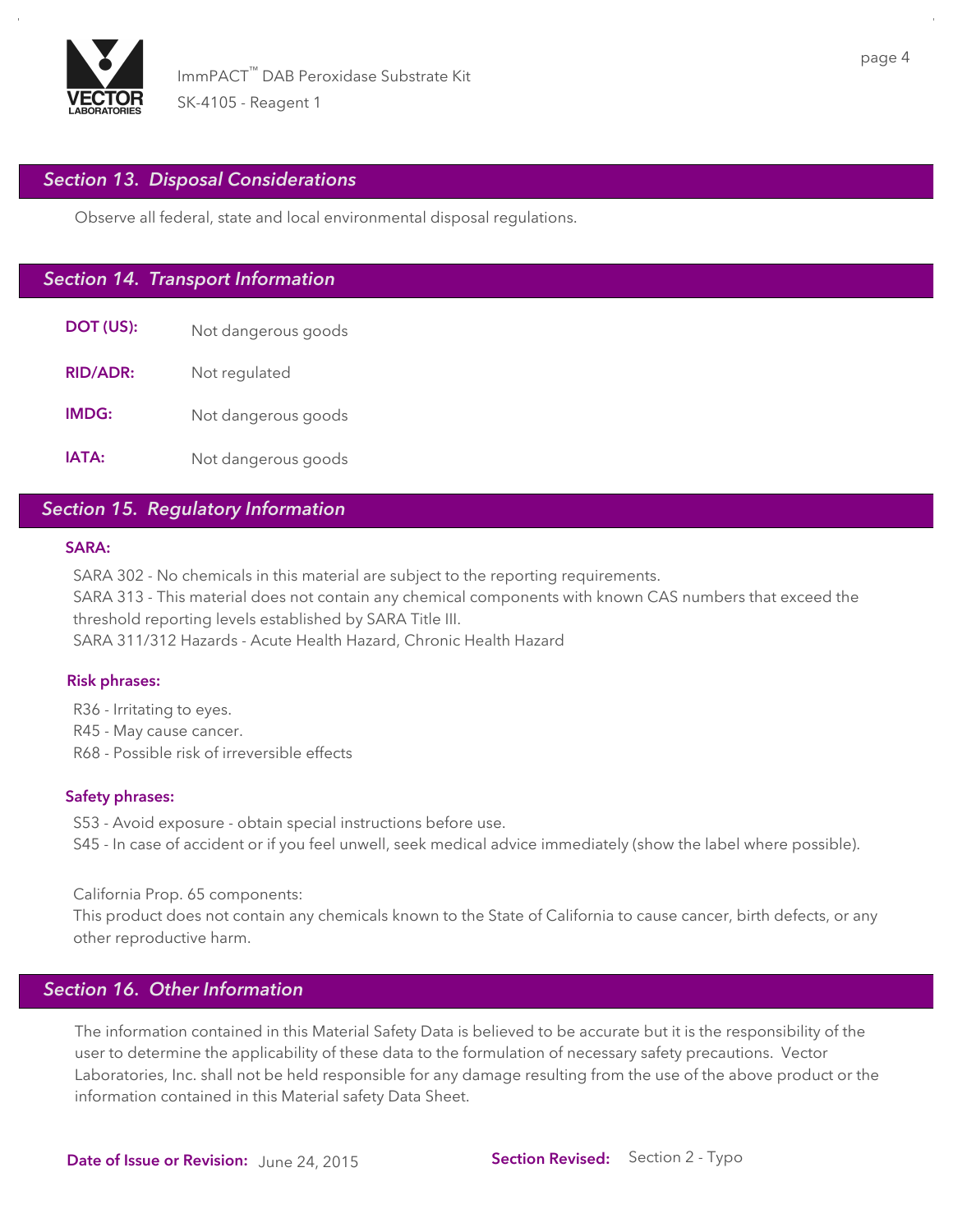## Section 13. Disposal Considerations

Observe all federal, state and local environmental disposal regulations.

## Section 14. Transport Information

| | |
|---|---|
| **DOT (US):** | Not dangerous goods |
| **RID/ADR:** | Not regulated |
| **IMDG:** | Not dangerous goods |
| **IATA:** | Not dangerous goods |

## Section 15. Regulatory Information

**SARA:**

SARA 302 - No chemicals in this material are subject to the reporting requirements.
SARA 313 - This material does not contain any chemical components with known CAS numbers that exceed the threshold reporting levels established by SARA Title III.
SARA 311/312 Hazards - Acute Health Hazard, Chronic Health Hazard

**Risk phrases:**

R36 - Irritating to eyes.
R45 - May cause cancer.
R68 - Possible risk of irreversible effects

**Safety phrases:**

S53 - Avoid exposure - obtain special instructions before use.
S45 - In case of accident or if you feel unwell, seek medical advice immediately (show the label where possible).

California Prop. 65 components:
This product does not contain any chemicals known to the State of California to cause cancer, birth defects, or any other reproductive harm.

## Section 16. Other Information

The information contained in this Material Safety Data is believed to be accurate but it is the responsibility of the user to determine the applicability of these data to the formulation of necessary safety precautions. Vector Laboratories, Inc. shall not be held responsible for any damage resulting from the use of the above product or the information contained in this Material safety Data Sheet.

**Date of Issue or Revision:** June 24, 2015 **Section Revised:** Section 2 - Typo